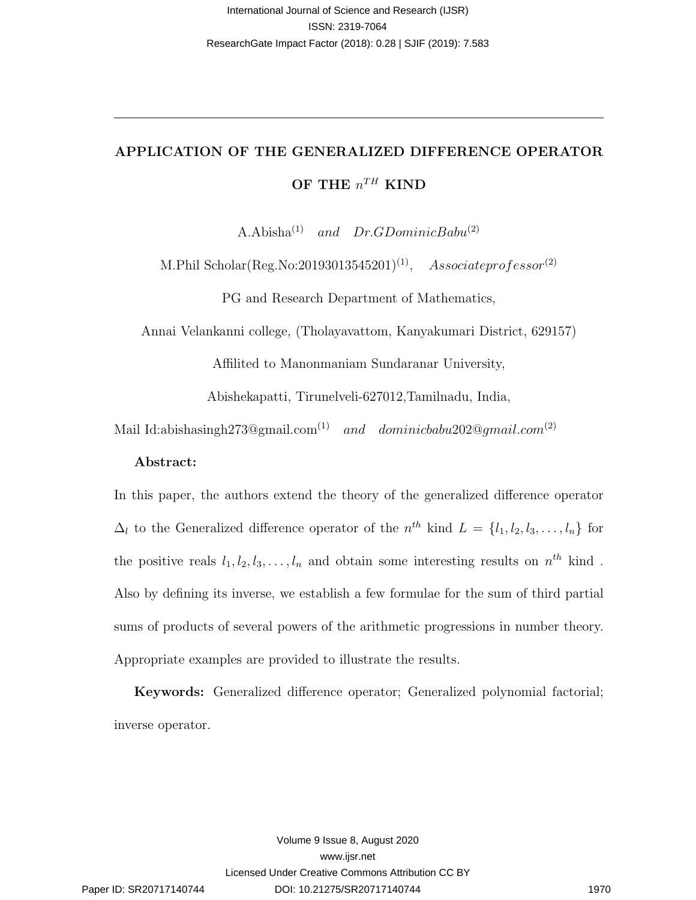# APPLICATION OF THE GENERALIZED DIFFERENCE OPERATOR OF THE $n^{TH}$ KIND

A.Abisha[(1)] *and* *Dr.GDominicBabu*[(2)]

M.Phil Scholar(Reg.No:20193013545201)[(1)], *Associateprofessor*[(2)]

PG and Research Department of Mathematics,

Annai Velankanni college, (Tholayavattom, Kanyakumari District, 629157)

Affilited to Manonmaniam Sundaranar University,

Abishekapatti, Tirunelveli-627012,Tamilnadu, India,

Mail Id:abishasingh273@gmail.com[(1)] *and* *dominicbabu202@gmail.com*[(2)]

**Abstract:**

In this paper, the authors extend the theory of the generalized difference operator $\Delta_l$ to the Generalized difference operator of the $n^{th}$ kind $L = \{l_1, l_2, l_3, \ldots, l_n\}$ for the positive reals $l_1, l_2, l_3, \ldots, l_n$ and obtain some interesting results on $n^{th}$ kind . Also by defining its inverse, we establish a few formulae for the sum of third partial sums of products of several powers of the arithmetic progressions in number theory. Appropriate examples are provided to illustrate the results.

**Keywords:** Generalized difference operator; Generalized polynomial factorial; inverse operator.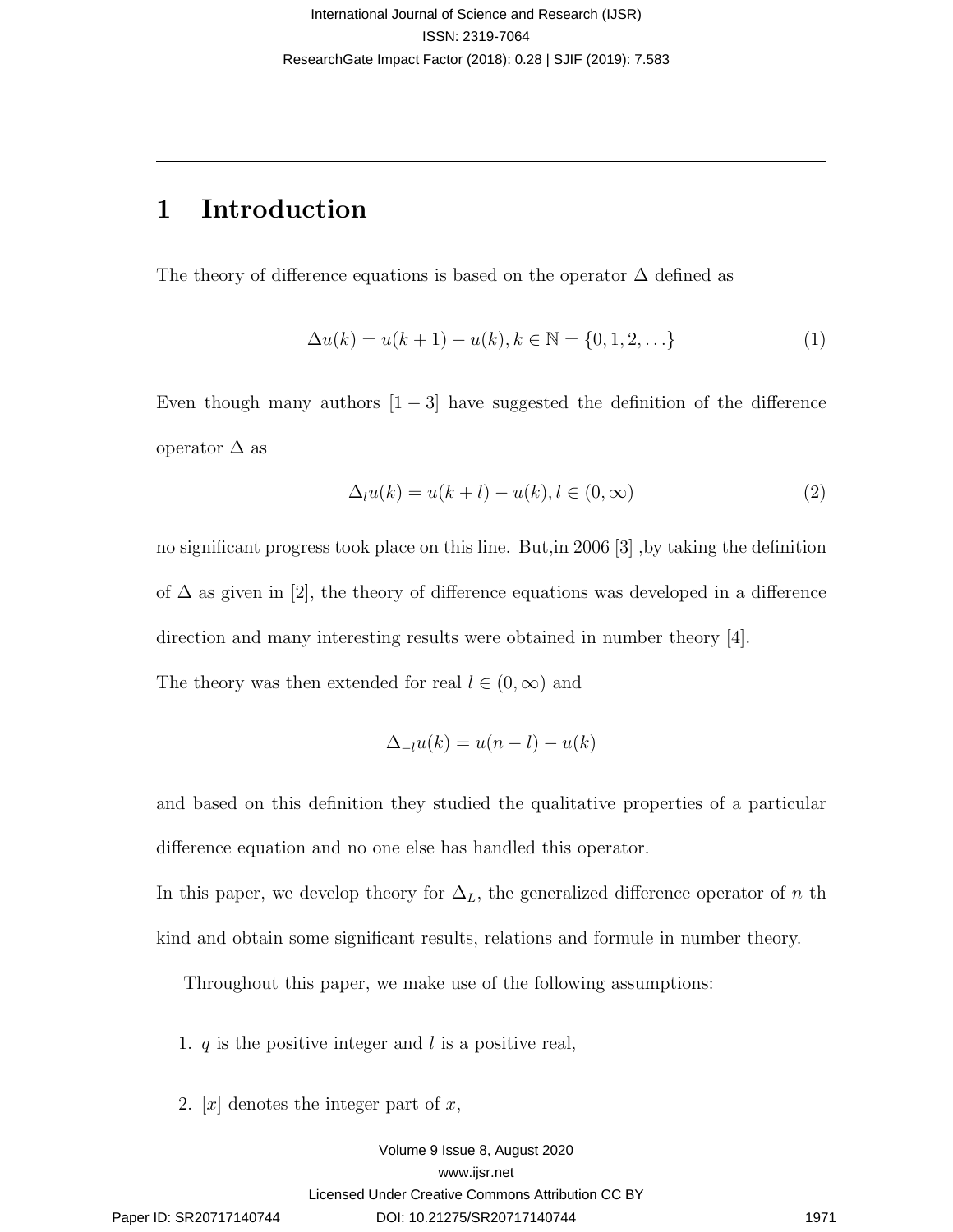# 1 Introduction

The theory of difference equations is based on the operator $\Delta$ defined as

$$\Delta u(k) = u(k+1) - u(k), k \in \mathbb{N} = \{0, 1, 2, \ldots\} \quad (1)$$

Even though many authors $[1-3]$ have suggested the definition of the difference operator $\Delta$ as

$$\Delta_l u(k) = u(k+l) - u(k), l \in (0, \infty) \quad (2)$$

no significant progress took place on this line. But,in 2006 [3] ,by taking the definition of $\Delta$ as given in [2], the theory of difference equations was developed in a difference direction and many interesting results were obtained in number theory [4].

The theory was then extended for real $l \in (0, \infty)$ and

$$\Delta_{-l} u(k) = u(n-l) - u(k)$$

and based on this definition they studied the qualitative properties of a particular difference equation and no one else has handled this operator.

In this paper, we develop theory for $\Delta_L$, the generalized difference operator of $n$ th kind and obtain some significant results, relations and formule in number theory.

Throughout this paper, we make use of the following assumptions:

1. $q$ is the positive integer and $l$ is a positive real,
2. $[x]$ denotes the integer part of $x$,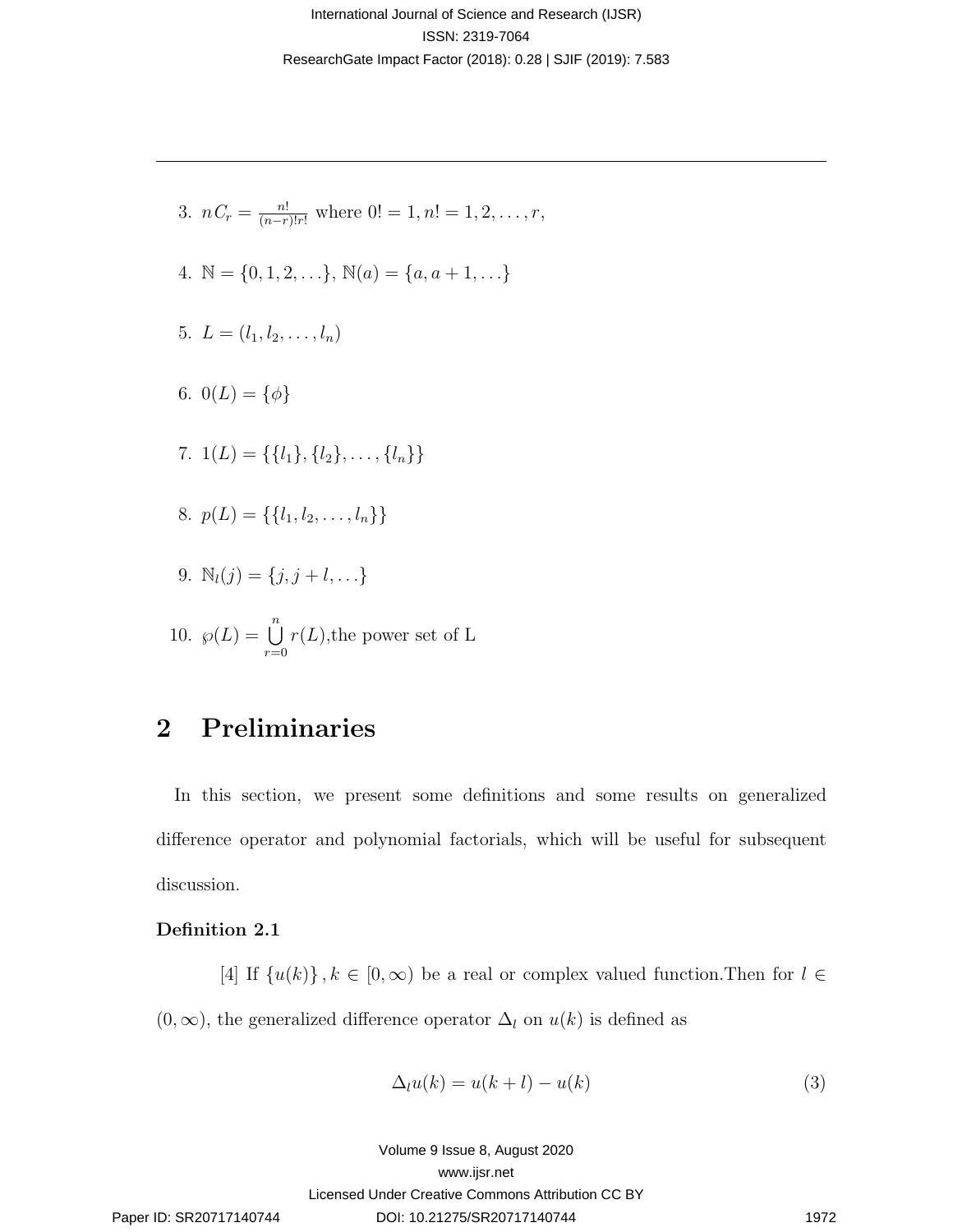3. $nC_r = \frac{n!}{(n-r)!r!}$ where $0! = 1, n! = 1, 2, \ldots, r,$

4. $\mathbb{N} = \{0, 1, 2, \ldots\}$, $\mathbb{N}(a) = \{a, a+1, \ldots\}$

5. $L = (l_1, l_2, \ldots, l_n)$

6. $0(L) = \{\phi\}$

7. $1(L) = \{\{l_1\}, \{l_2\}, \ldots, \{l_n\}\}$

8. $p(L) = \{\{l_1, l_2, \ldots, l_n\}\}$

9. $\mathbb{N}_l(j) = \{j, j+l, \ldots\}$

10. $\wp(L) = \bigcup_{r=0}^{n} r(L)$,the power set of L

## 2 Preliminaries

In this section, we present some definitions and some results on generalized difference operator and polynomial factorials, which will be useful for subsequent discussion.

**Definition 2.1**

[4] If $\{u(k)\}, k \in [0, \infty)$ be a real or complex valued function.Then for $l \in (0, \infty)$, the generalized difference operator $\Delta_l$ on $u(k)$ is defined as

$$\Delta_l u(k) = u(k+l) - u(k) \tag{3}$$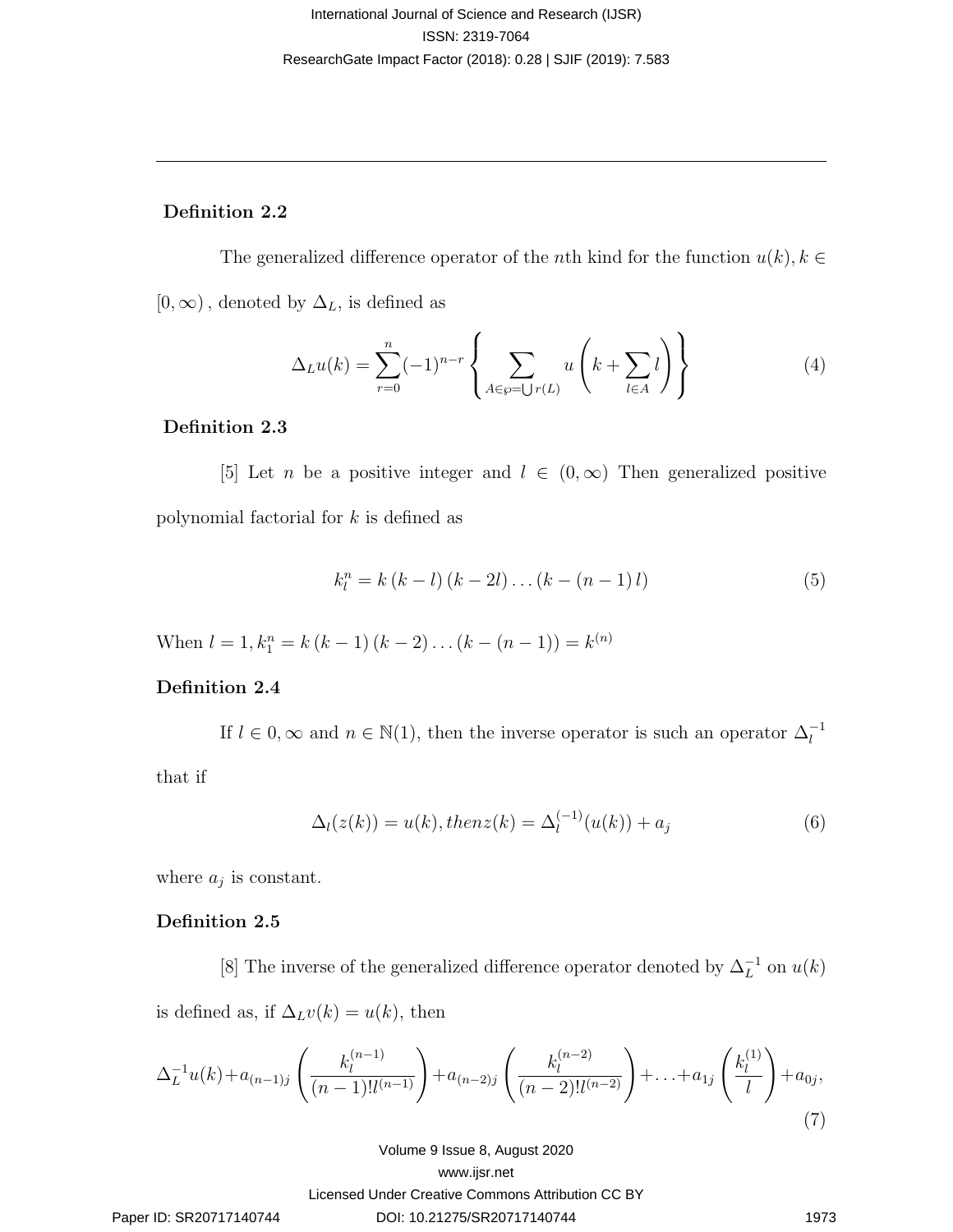**Definition 2.2**

The generalized difference operator of the $n$th kind for the function $u(k), k \in [0, \infty)$, denoted by $\Delta_L$, is defined as

$$\Delta_L u(k) = \sum_{r=0}^{n} (-1)^{n-r} \left\{ \sum_{A \in \wp = \bigcup r(L)} u\left(k + \sum_{l \in A} l\right) \right\} \tag{4}$$

**Definition 2.3**

[5] Let $n$ be a positive integer and $l \in (0, \infty)$ Then generalized positive polynomial factorial for $k$ is defined as

$$k_l^n = k\,(k-l)\,(k-2l)\ldots(k-(n-1)\,l) \tag{5}$$

When $l = 1, k_1^n = k\,(k-1)\,(k-2)\ldots(k-(n-1)) = k^{(n)}$

**Definition 2.4**

If $l \in 0, \infty$ and $n \in \mathbb{N}(1)$, then the inverse operator is such an operator $\Delta_l^{-1}$ that if

$$\Delta_l(z(k)) = u(k), then z(k) = \Delta_l^{(-1)}(u(k)) + a_j \tag{6}$$

where $a_j$ is constant.

**Definition 2.5**

[8] The inverse of the generalized difference operator denoted by $\Delta_L^{-1}$ on $u(k)$ is defined as, if $\Delta_L v(k) = u(k)$, then

$$\Delta_L^{-1} u(k) + a_{(n-1)j}\left(\frac{k_l^{(n-1)}}{(n-1)!l^{(n-1)}}\right) + a_{(n-2)j}\left(\frac{k_l^{(n-2)}}{(n-2)!l^{(n-2)}}\right) + \ldots + a_{1j}\left(\frac{k_l^{(1)}}{l}\right) + a_{0j}, \tag{7}$$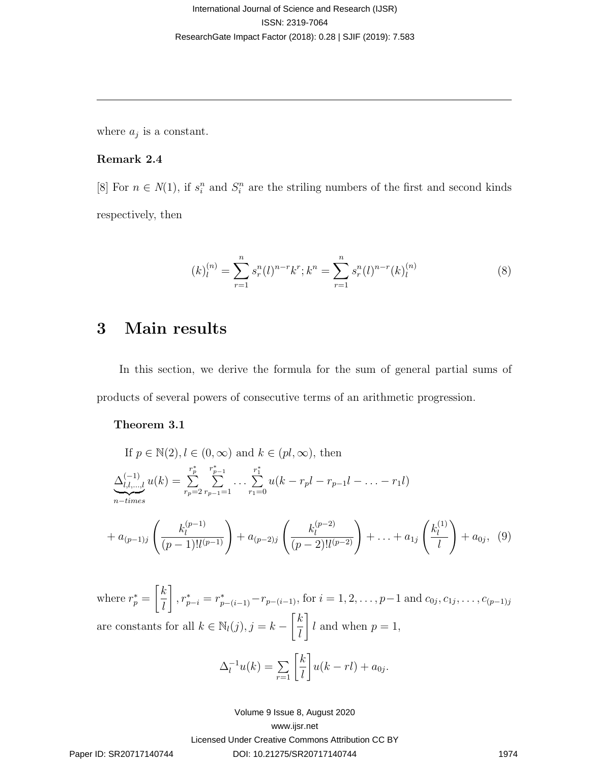where $a_j$ is a constant.

**Remark 2.4**

[8] For $n \in N(1)$, if $s_i^n$ and $S_i^n$ are the striling numbers of the first and second kinds respectively, then

$$(k)_l^{(n)} = \sum_{r=1}^{n} s_r^n (l)^{n-r} k^r ; k^n = \sum_{r=1}^{n} s_r^n (l)^{n-r} (k)_l^{(n)} \tag{8}$$

# 3 Main results

In this section, we derive the formula for the sum of general partial sums of products of several powers of consecutive terms of an arithmetic progression.

**Theorem 3.1**

If $p \in \mathbb{N}(2), l \in (0, \infty)$ and $k \in (pl, \infty)$, then

$$\underbrace{\Delta_{l,l,\ldots,l}^{(-1)}}_{n-times} u(k) = \sum_{r_p=2}^{r_p^*} \sum_{r_{p-1}=1}^{r_{p-1}^*} \ldots \sum_{r_1=0}^{r_1^*} u(k - r_p l - r_{p-1} l - \ldots - r_1 l)$$

$$+ a_{(p-1)j} \left( \frac{k_l^{(p-1)}}{(p-1)! l^{(p-1)}} \right) + a_{(p-2)j} \left( \frac{k_l^{(p-2)}}{(p-2)! l^{(p-2)}} \right) + \ldots + a_{1j} \left( \frac{k_l^{(1)}}{l} \right) + a_{0j}, \tag{9}$$

where $r_p^* = \left[ \frac{k}{l} \right], r_{p-i}^* = r_{p-(i-1)}^* - r_{p-(i-1)}$, for $i = 1, 2, \ldots, p-1$ and $c_{0j}, c_{1j}, \ldots, c_{(p-1)j}$ are constants for all $k \in \mathbb{N}_l(j), j = k - \left[ \frac{k}{l} \right] l$ and when $p = 1$,

$$\Delta_l^{-1} u(k) = \sum_{r=1} \left[ \frac{k}{l} \right] u(k - rl) + a_{0j}.$$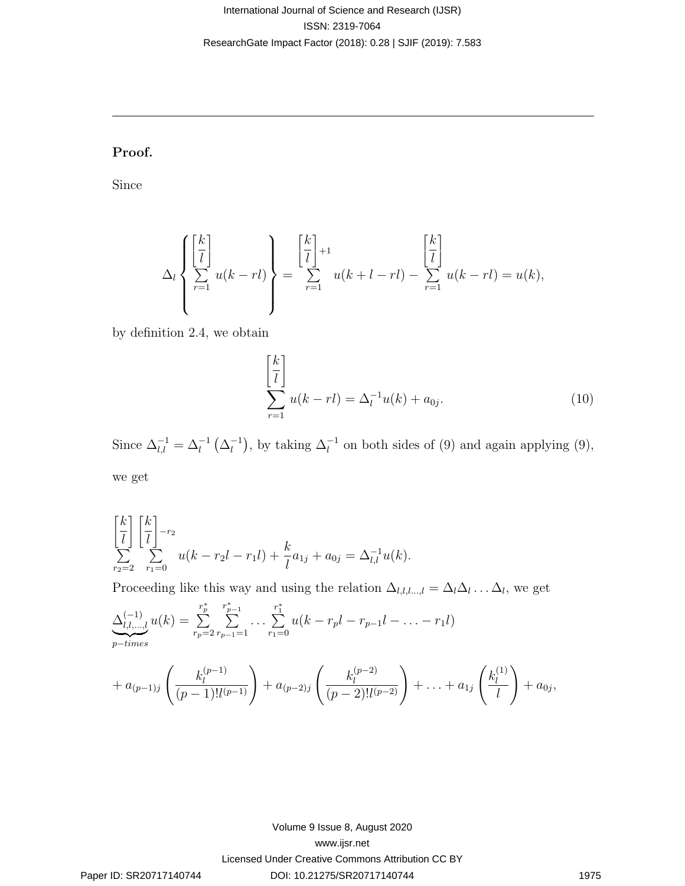**Proof.**

Since

$$\Delta_l \left\{ \sum_{r=1}^{\left[\frac{k}{l}\right]} u(k-rl) \right\} = \sum_{r=1}^{\left[\frac{k}{l}\right]+1} u(k+l-rl) - \sum_{r=1}^{\left[\frac{k}{l}\right]} u(k-rl) = u(k),$$

by definition 2.4, we obtain

$$\sum_{r=1}^{\left[\frac{k}{l}\right]} u(k-rl) = \Delta_l^{-1} u(k) + a_{0j}. \tag{10}$$

Since $\Delta_{l,l}^{-1} = \Delta_l^{-1}\left(\Delta_l^{-1}\right)$, by taking $\Delta_l^{-1}$ on both sides of (9) and again applying (9), we get

$$\sum_{r_2=2}^{\left[\frac{k}{l}\right]} \sum_{r_1=0}^{\left[\frac{k}{l}\right]-r_2} u(k-r_2l-r_1l) + \frac{k}{l}a_{1j} + a_{0j} = \Delta_{l,l}^{-1} u(k).$$

Proceeding like this way and using the relation $\Delta_{l,l,l\ldots,l} = \Delta_l \Delta_l \ldots \Delta_l$, we get

$$\underbrace{\Delta_{l,l,\ldots,l}^{(-1)}}_{p-times} u(k) = \sum_{r_p=2}^{r_p^*} \sum_{r_{p-1}=1}^{r_{p-1}^*} \ldots \sum_{r_1=0}^{r_1^*} u(k-r_pl-r_{p-1}l-\ldots-r_1l)$$

$$+ a_{(p-1)j}\left(\frac{k_l^{(p-1)}}{(p-1)!l^{(p-1)}}\right) + a_{(p-2)j}\left(\frac{k_l^{(p-2)}}{(p-2)!l^{(p-2)}}\right) + \ldots + a_{1j}\left(\frac{k_l^{(1)}}{l}\right) + a_{0j},$$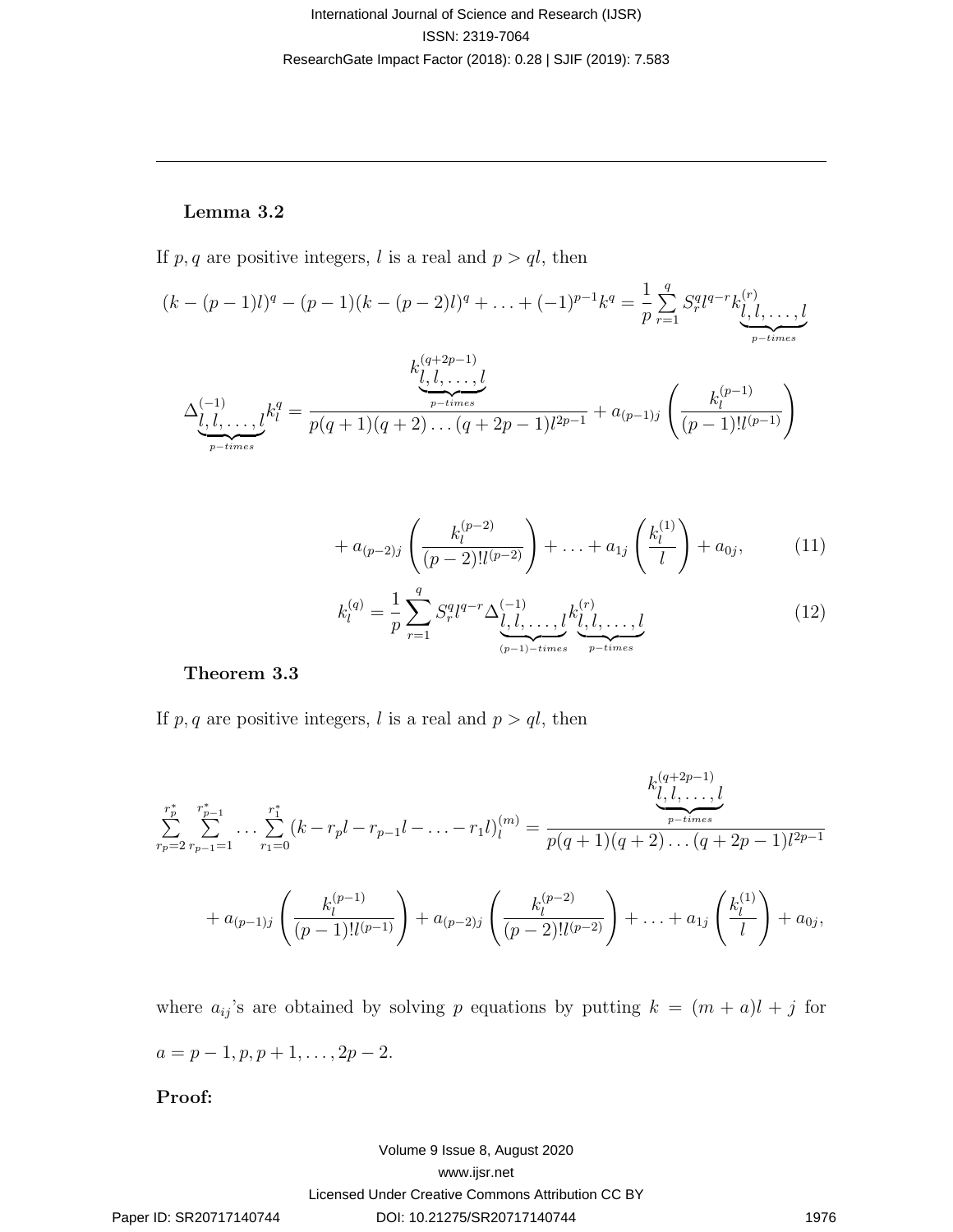**Lemma 3.2**

If $p, q$ are positive integers, $l$ is a real and $p > ql$, then

$$(k-(p-1)l)^q - (p-1)(k-(p-2)l)^q + \ldots + (-1)^{p-1}k^q = \frac{1}{p}\sum_{r=1}^{q} S_r^q l^{q-r} k^{(r)}_{\underbrace{l,l,\ldots,l}_{p-times}}$$

$$\Delta^{(-1)}_{\underbrace{l,l,\ldots,l}_{p-times}} k_l^q = \frac{k^{(q+2p-1)}_{\underbrace{l,l,\ldots,l}_{p-times}}}{p(q+1)(q+2)\ldots(q+2p-1)l^{2p-1}} + a_{(p-1)j}\left(\frac{k_l^{(p-1)}}{(p-1)!l^{(p-1)}}\right)$$

$$+ a_{(p-2)j}\left(\frac{k_l^{(p-2)}}{(p-2)!l^{(p-2)}}\right) + \ldots + a_{1j}\left(\frac{k_l^{(1)}}{l}\right) + a_{0j}, \tag{11}$$

$$k_l^{(q)} = \frac{1}{p}\sum_{r=1}^{q} S_r^q l^{q-r} \Delta^{(-1)}_{\underbrace{l,l,\ldots,l}_{(p-1)-times}} k^{(r)}_{\underbrace{l,l,\ldots,l}_{p-times}} \tag{12}$$

**Theorem 3.3**

If $p, q$ are positive integers, $l$ is a real and $p > ql$, then

$$\sum_{r_p=2}^{r_p^*}\sum_{r_{p-1}=1}^{r_{p-1}^*}\ldots\sum_{r_1=0}^{r_1^*}(k-r_pl-r_{p-1}l-\ldots-r_1l)_l^{(m)} = \frac{k^{(q+2p-1)}_{\underbrace{l,l,\ldots,l}_{p-times}}}{p(q+1)(q+2)\ldots(q+2p-1)l^{2p-1}}$$

$$+ a_{(p-1)j}\left(\frac{k_l^{(p-1)}}{(p-1)!l^{(p-1)}}\right) + a_{(p-2)j}\left(\frac{k_l^{(p-2)}}{(p-2)!l^{(p-2)}}\right) + \ldots + a_{1j}\left(\frac{k_l^{(1)}}{l}\right) + a_{0j},$$

where $a_{ij}$'s are obtained by solving $p$ equations by putting $k = (m+a)l + j$ for $a = p-1, p, p+1, \ldots, 2p-2$.

**Proof:**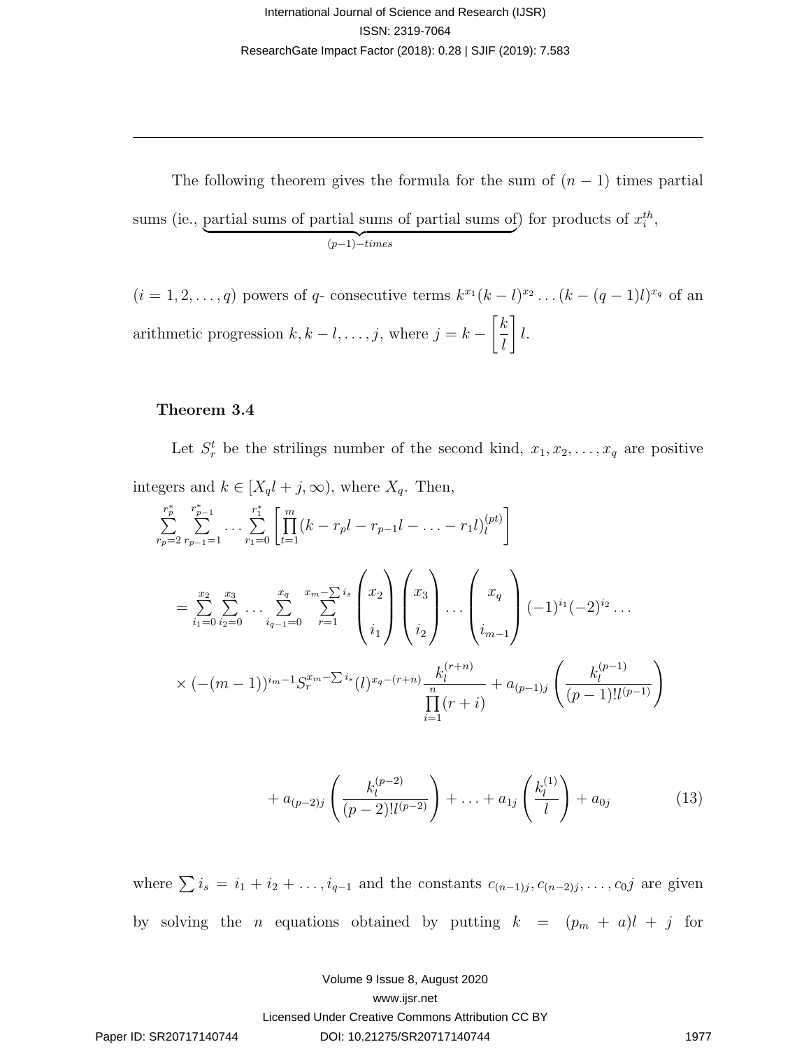The following theorem gives the formula for the sum of $(n-1)$ times partial sums (ie., $\underbrace{\text{partial sums of partial sums of partial sums of}}_{(p-1)-times}$) for products of $x_i^{th}$, $(i = 1, 2, \ldots, q)$ powers of $q$- consecutive terms $k^{x_1}(k-l)^{x_2}\ldots(k-(q-1)l)^{x_q}$ of an arithmetic progression $k, k-l, \ldots, j$, where $j = k - \left[\dfrac{k}{l}\right] l$.

### Theorem 3.4

Let $S_r^t$ be the strilings number of the second kind, $x_1, x_2, \ldots, x_q$ are positive integers and $k \in [X_q l + j, \infty)$, where $X_q$. Then,

$$\sum_{r_p=2}^{r_p^*}\sum_{r_{p-1}=1}^{r_{p-1}^*}\ldots\sum_{r_1=0}^{r_1^*}\left[\prod_{t=1}^{m}(k - r_p l - r_{p-1}l - \ldots - r_1 l)_l^{(pt)}\right]$$

$$= \sum_{i_1=0}^{x_2}\sum_{i_2=0}^{x_3}\ldots\sum_{i_{q-1}=0}^{x_q}\sum_{r=1}^{x_m-\sum i_s}\begin{pmatrix} x_2 \\ i_1 \end{pmatrix}\begin{pmatrix} x_3 \\ i_2 \end{pmatrix}\ldots\begin{pmatrix} x_q \\ i_{m-1} \end{pmatrix}(-1)^{i_1}(-2)^{i_2}\ldots$$

$$\times(-(m-1))^{i_m-1}S_r^{x_m-\sum i_s}(l)^{x_q-(r+n)}\frac{k_l^{(r+n)}}{\prod_{i=1}^{n}(r+i)} + a_{(p-1)j}\left(\frac{k_l^{(p-1)}}{(p-1)!l^{(p-1)}}\right)$$

$$+ a_{(p-2)j}\left(\frac{k_l^{(p-2)}}{(p-2)!l^{(p-2)}}\right) + \ldots + a_{1j}\left(\frac{k_l^{(1)}}{l}\right) + a_{0j} \tag{13}$$

where $\sum i_s = i_1 + i_2 + \ldots, i_{q-1}$ and the constants $c_{(n-1)j}, c_{(n-2)j}, \ldots, c_0 j$ are given by solving the $n$ equations obtained by putting $k = (p_m + a)l + j$ for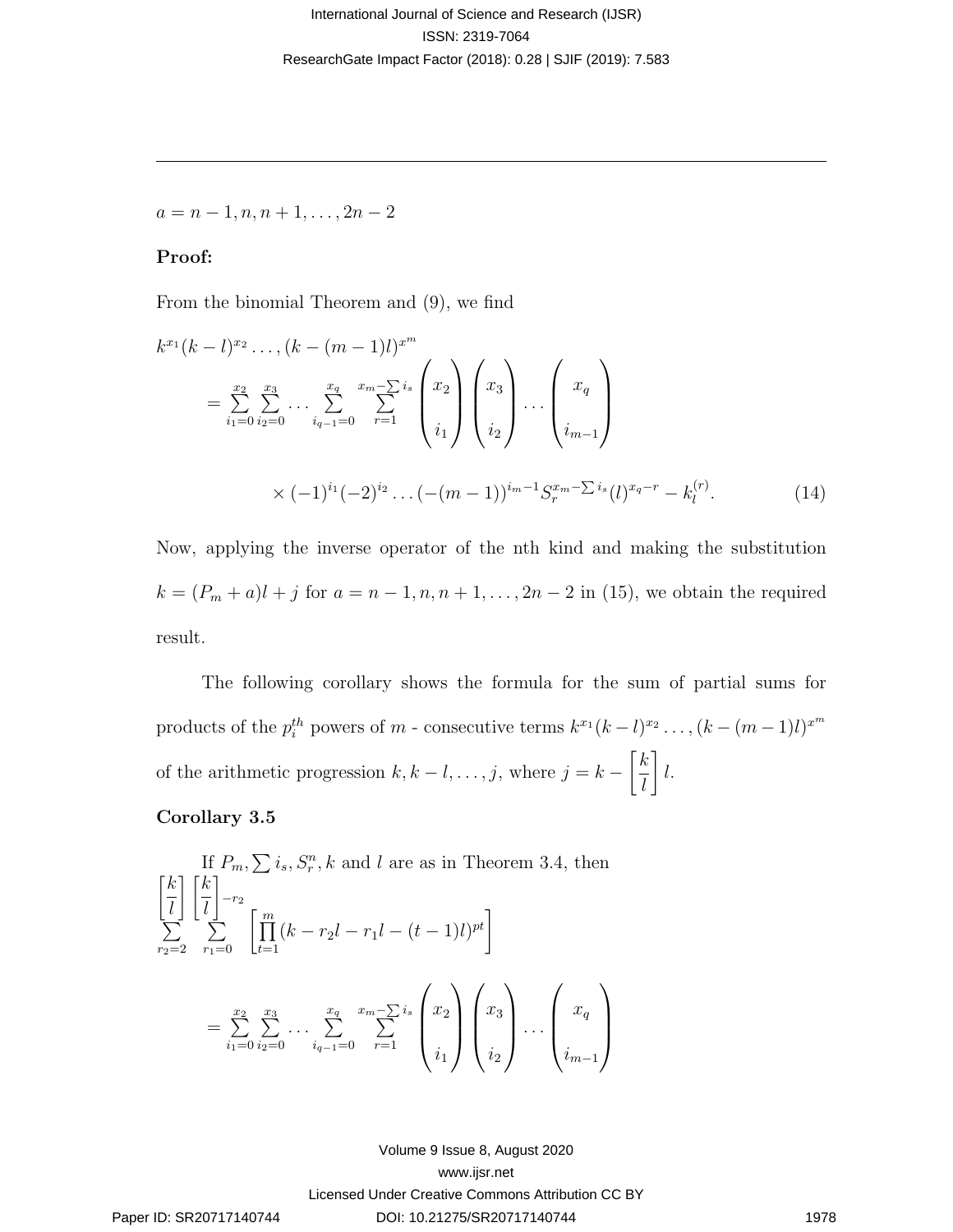$a = n-1, n, n+1, \ldots, 2n-2$

**Proof:**

From the binomial Theorem and (9), we find

$$k^{x_1}(k-l)^{x_2}\ldots,(k-(m-1)l)^{x^m}$$
$$= \sum_{i_1=0}^{x_2}\sum_{i_2=0}^{x_3}\cdots\sum_{i_{q-1}=0}^{x_q}\sum_{r=1}^{x_m-\sum i_s}\begin{pmatrix} x_2 \\ i_1 \end{pmatrix}\begin{pmatrix} x_3 \\ i_2 \end{pmatrix}\cdots\begin{pmatrix} x_q \\ i_{m-1} \end{pmatrix}$$
$$\times(-1)^{i_1}(-2)^{i_2}\ldots(-(m-1))^{i_{m-1}}S_r^{x_m-\sum i_s}(l)^{x_q-r}-k_l^{(r)}. \tag{14}$$

Now, applying the inverse operator of the nth kind and making the substitution $k = (P_m+a)l + j$ for $a = n-1, n, n+1, \ldots, 2n-2$ in (15), we obtain the required result.

The following corollary shows the formula for the sum of partial sums for products of the $p_i^{th}$ powers of $m$ - consecutive terms $k^{x_1}(k-l)^{x_2}\ldots,(k-(m-1)l)^{x^m}$ of the arithmetic progression $k, k-l, \ldots, j$, where $j = k - \left[\frac{k}{l}\right]l$.

**Corollary 3.5**

If $P_m, \sum i_s, S_r^n, k$ and $l$ are as in Theorem 3.4, then

$$\sum_{r_2=2}^{\left[\frac{k}{l}\right]}\sum_{r_1=0}^{\left[\frac{k}{l}\right]-r_2}\left[\prod_{t=1}^{m}(k-r_2l-r_1l-(t-1)l)^{pt}\right]$$
$$= \sum_{i_1=0}^{x_2}\sum_{i_2=0}^{x_3}\cdots\sum_{i_{q-1}=0}^{x_q}\sum_{r=1}^{x_m-\sum i_s}\begin{pmatrix} x_2 \\ i_1 \end{pmatrix}\begin{pmatrix} x_3 \\ i_2 \end{pmatrix}\cdots\begin{pmatrix} x_q \\ i_{m-1} \end{pmatrix}$$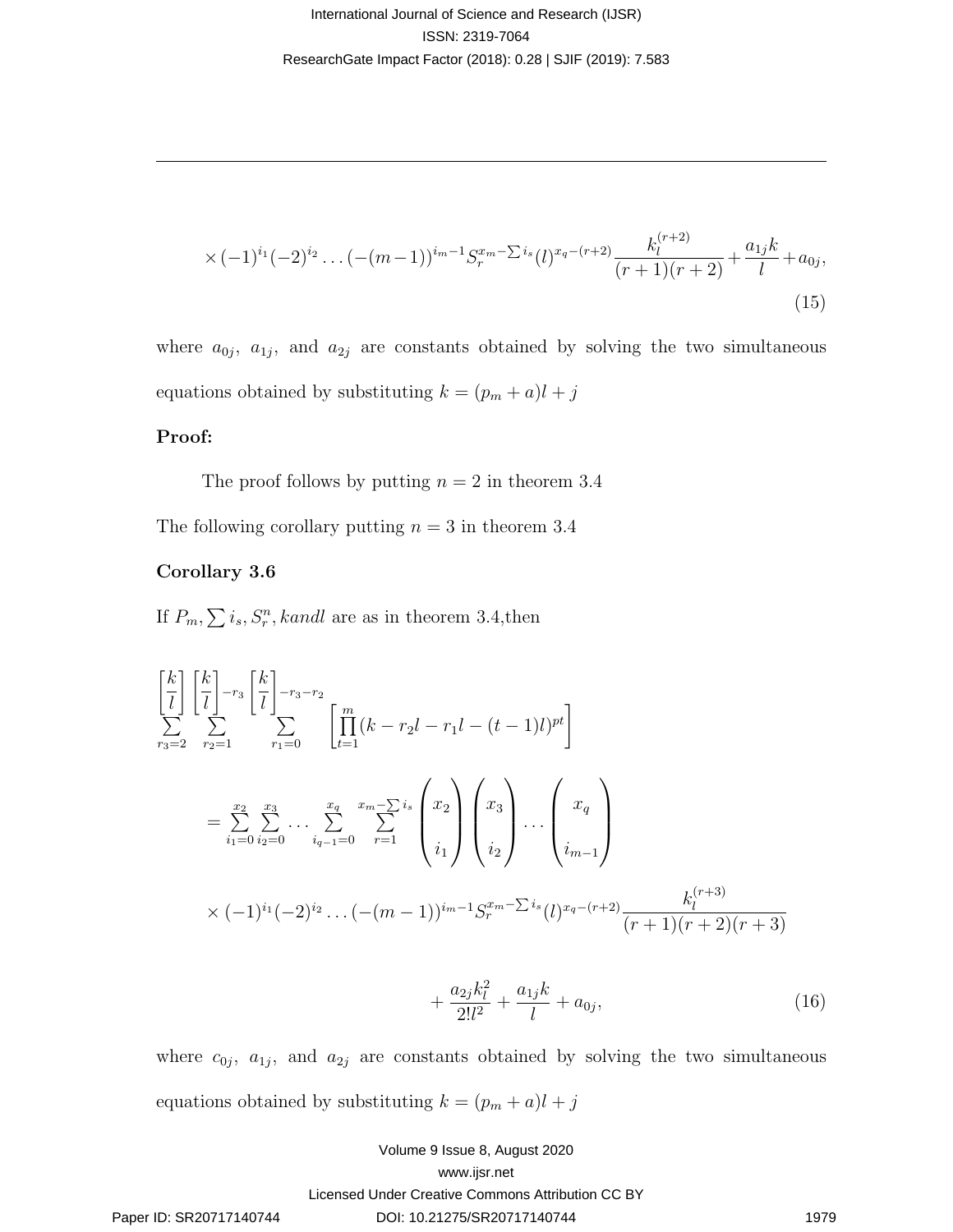$$\times(-1)^{i_1}(-2)^{i_2}\dots(-(m-1))^{i_m-1}S_r^{x_m-\sum i_s}(l)^{x_q-(r+2)}\frac{k_l^{(r+2)}}{(r+1)(r+2)}+\frac{a_{1j}k}{l}+a_{0j}, \tag{15}$$

where $a_{0j}$, $a_{1j}$, and $a_{2j}$ are constants obtained by solving the two simultaneous equations obtained by substituting $k=(p_m+a)l+j$

**Proof:**

The proof follows by putting $n=2$ in theorem 3.4

The following corollary putting $n=3$ in theorem 3.4

**Corollary 3.6**

If $P_m, \sum i_s, S_r^n, kandl$ are as in theorem 3.4,then

$$\sum_{r_3=2}^{\left[\frac{k}{l}\right]}\sum_{r_2=1}^{\left[\frac{k}{l}\right]-r_3}\sum_{r_1=0}^{\left[\frac{k}{l}\right]-r_3-r_2}\left[\prod_{t=1}^{m}(k-r_2l-r_1l-(t-1)l)^{pt}\right]$$

$$=\sum_{i_1=0}^{x_2}\sum_{i_2=0}^{x_3}\dots\sum_{i_{q-1}=0}^{x_q}\sum_{r=1}^{x_m-\sum i_s}\binom{x_2}{i_1}\binom{x_3}{i_2}\dots\binom{x_q}{i_{m-1}}$$

$$\times(-1)^{i_1}(-2)^{i_2}\dots(-(m-1))^{i_m-1}S_r^{x_m-\sum i_s}(l)^{x_q-(r+2)}\frac{k_l^{(r+3)}}{(r+1)(r+2)(r+3)}$$

$$+\frac{a_{2j}k_l^2}{2!l^2}+\frac{a_{1j}k}{l}+a_{0j}, \tag{16}$$

where $c_{0j}$, $a_{1j}$, and $a_{2j}$ are constants obtained by solving the two simultaneous equations obtained by substituting $k=(p_m+a)l+j$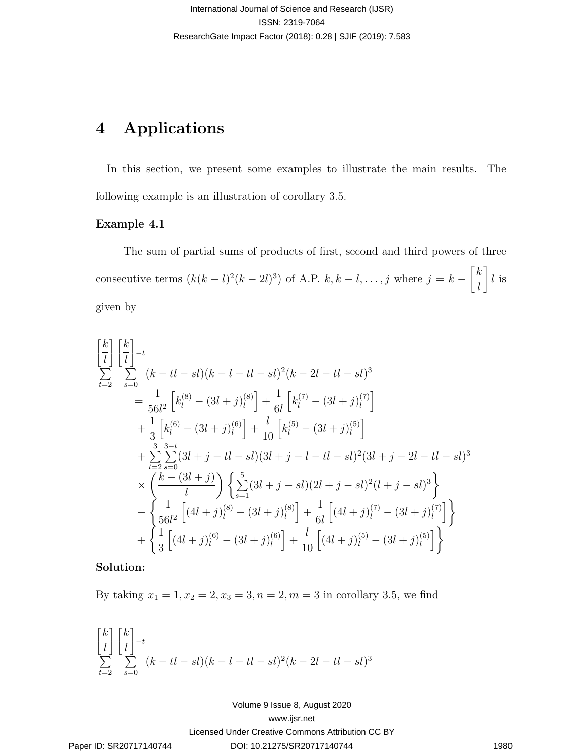# 4 Applications

In this section, we present some examples to illustrate the main results. The following example is an illustration of corollary 3.5.

**Example 4.1**

The sum of partial sums of products of first, second and third powers of three consecutive terms $(k(k-l)^2(k-2l)^3)$ of A.P. $k, k-l, \ldots, j$ where $j = k - \left[\frac{k}{l}\right] l$ is given by

$$
\begin{aligned}
&\sum_{t=2}^{\left[\frac{k}{l}\right]} \sum_{s=0}^{\left[\frac{k}{l}\right]-t} (k-tl-sl)(k-l-tl-sl)^2(k-2l-tl-sl)^3 \\
&\quad = \frac{1}{56l^2}\left[k_l^{(8)} - (3l+j)_l^{(8)}\right] + \frac{1}{6l}\left[k_l^{(7)} - (3l+j)_l^{(7)}\right] \\
&\quad + \frac{1}{3}\left[k_l^{(6)} - (3l+j)_l^{(6)}\right] + \frac{l}{10}\left[k_l^{(5)} - (3l+j)_l^{(5)}\right] \\
&\quad + \sum_{t=2}^{3}\sum_{s=0}^{3-t}(3l+j-tl-sl)(3l+j-l-tl-sl)^2(3l+j-2l-tl-sl)^3 \\
&\quad \times \left(\frac{k-(3l+j)}{l}\right)\left\{\sum_{s=1}^{5}(3l+j-sl)(2l+j-sl)^2(l+j-sl)^3\right\} \\
&\quad - \left\{\frac{1}{56l^2}\left[(4l+j)_l^{(8)} - (3l+j)_l^{(8)}\right] + \frac{1}{6l}\left[(4l+j)_l^{(7)} - (3l+j)_l^{(7)}\right]\right\} \\
&\quad + \left\{\frac{1}{3}\left[(4l+j)_l^{(6)} - (3l+j)_l^{(6)}\right] + \frac{l}{10}\left[(4l+j)_l^{(5)} - (3l+j)_l^{(5)}\right]\right\}
\end{aligned}
$$

**Solution:**

By taking $x_1 = 1, x_2 = 2, x_3 = 3, n = 2, m = 3$ in corollary 3.5, we find

$$
\sum_{t=2}^{\left[\frac{k}{l}\right]} \sum_{s=0}^{\left[\frac{k}{l}\right]-t} (k-tl-sl)(k-l-tl-sl)^2(k-2l-tl-sl)^3
$$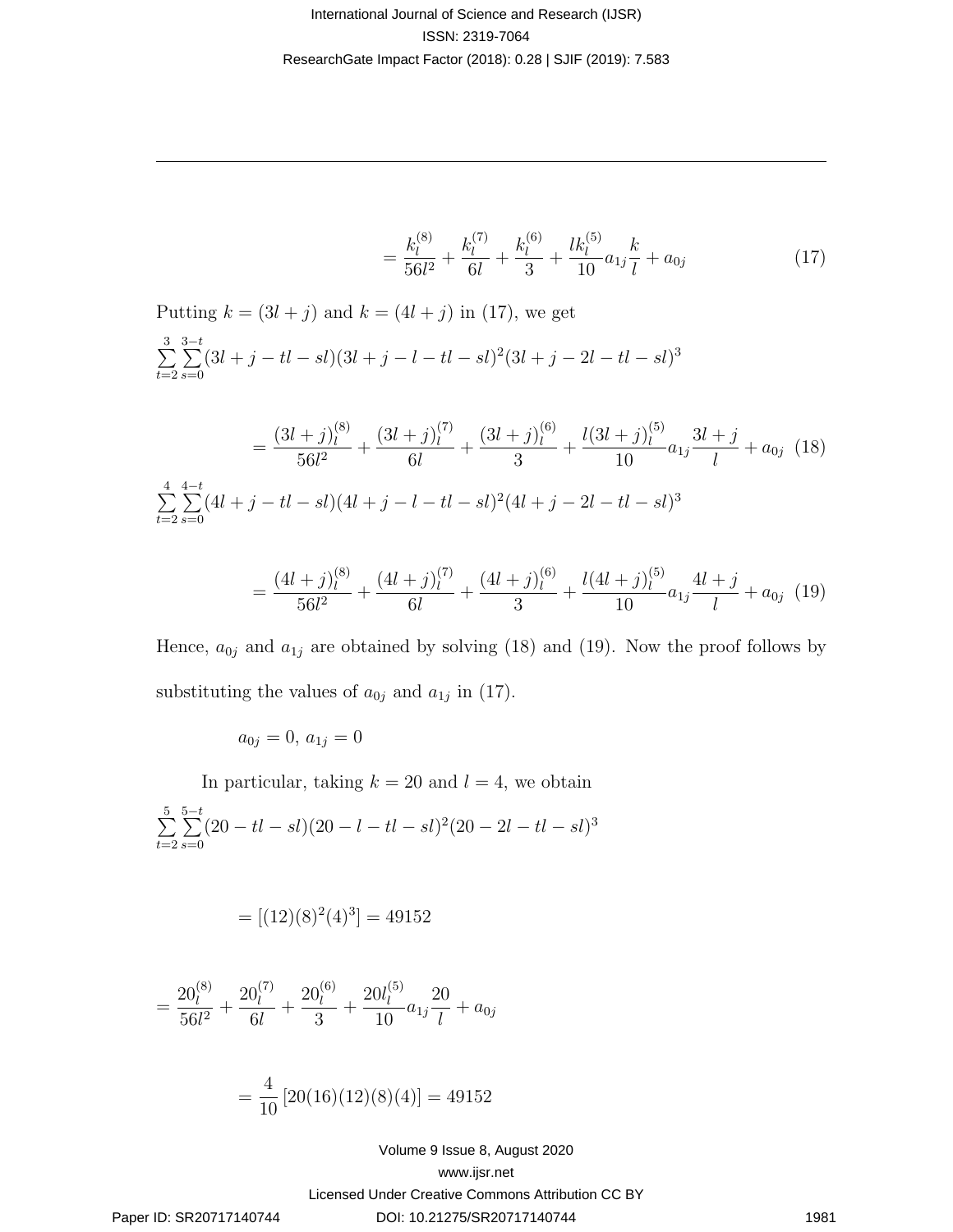$$= \frac{k_l^{(8)}}{56l^2} + \frac{k_l^{(7)}}{6l} + \frac{k_l^{(6)}}{3} + \frac{lk_l^{(5)}}{10} a_{1j} \frac{k}{l} + a_{0j} \quad (17)$$

Putting $k = (3l + j)$ and $k = (4l + j)$ in (17), we get

$$\sum_{t=2}^{3} \sum_{s=0}^{3-t} (3l + j - tl - sl)(3l + j - l - tl - sl)^2 (3l + j - 2l - tl - sl)^3$$

$$= \frac{(3l+j)_l^{(8)}}{56l^2} + \frac{(3l+j)_l^{(7)}}{6l} + \frac{(3l+j)_l^{(6)}}{3} + \frac{l(3l+j)_l^{(5)}}{10} a_{1j} \frac{3l+j}{l} + a_{0j} \quad (18)$$

$$\sum_{t=2}^{4} \sum_{s=0}^{4-t} (4l + j - tl - sl)(4l + j - l - tl - sl)^2 (4l + j - 2l - tl - sl)^3$$

$$= \frac{(4l+j)_l^{(8)}}{56l^2} + \frac{(4l+j)_l^{(7)}}{6l} + \frac{(4l+j)_l^{(6)}}{3} + \frac{l(4l+j)_l^{(5)}}{10} a_{1j} \frac{4l+j}{l} + a_{0j} \quad (19)$$

Hence, $a_{0j}$ and $a_{1j}$ are obtained by solving (18) and (19). Now the proof follows by substituting the values of $a_{0j}$ and $a_{1j}$ in (17).

$a_{0j} = 0$, $a_{1j} = 0$

In particular, taking $k = 20$ and $l = 4$, we obtain

$$\sum_{t=2}^{5} \sum_{s=0}^{5-t} (20 - tl - sl)(20 - l - tl - sl)^2 (20 - 2l - tl - sl)^3$$

$$= [(12)(8)^2(4)^3] = 49152$$

$$= \frac{20_l^{(8)}}{56l^2} + \frac{20_l^{(7)}}{6l} + \frac{20_l^{(6)}}{3} + \frac{20l_l^{(5)}}{10} a_{1j} \frac{20}{l} + a_{0j}$$

$$= \frac{4}{10} [20(16)(12)(8)(4)] = 49152$$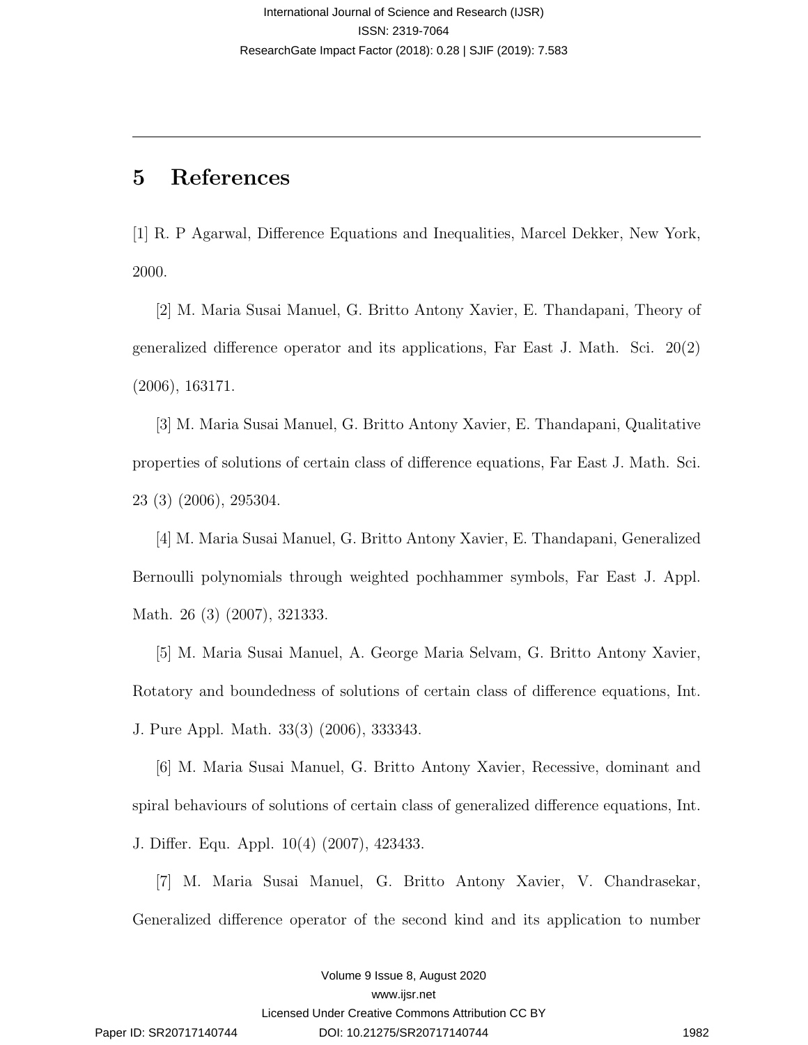## 5 References

[1] R. P Agarwal, Difference Equations and Inequalities, Marcel Dekker, New York, 2000.

[2] M. Maria Susai Manuel, G. Britto Antony Xavier, E. Thandapani, Theory of generalized difference operator and its applications, Far East J. Math. Sci. 20(2) (2006), 163171.

[3] M. Maria Susai Manuel, G. Britto Antony Xavier, E. Thandapani, Qualitative properties of solutions of certain class of difference equations, Far East J. Math. Sci. 23 (3) (2006), 295304.

[4] M. Maria Susai Manuel, G. Britto Antony Xavier, E. Thandapani, Generalized Bernoulli polynomials through weighted pochhammer symbols, Far East J. Appl. Math. 26 (3) (2007), 321333.

[5] M. Maria Susai Manuel, A. George Maria Selvam, G. Britto Antony Xavier, Rotatory and boundedness of solutions of certain class of difference equations, Int. J. Pure Appl. Math. 33(3) (2006), 333343.

[6] M. Maria Susai Manuel, G. Britto Antony Xavier, Recessive, dominant and spiral behaviours of solutions of certain class of generalized difference equations, Int. J. Differ. Equ. Appl. 10(4) (2007), 423433.

[7] M. Maria Susai Manuel, G. Britto Antony Xavier, V. Chandrasekar, Generalized difference operator of the second kind and its application to number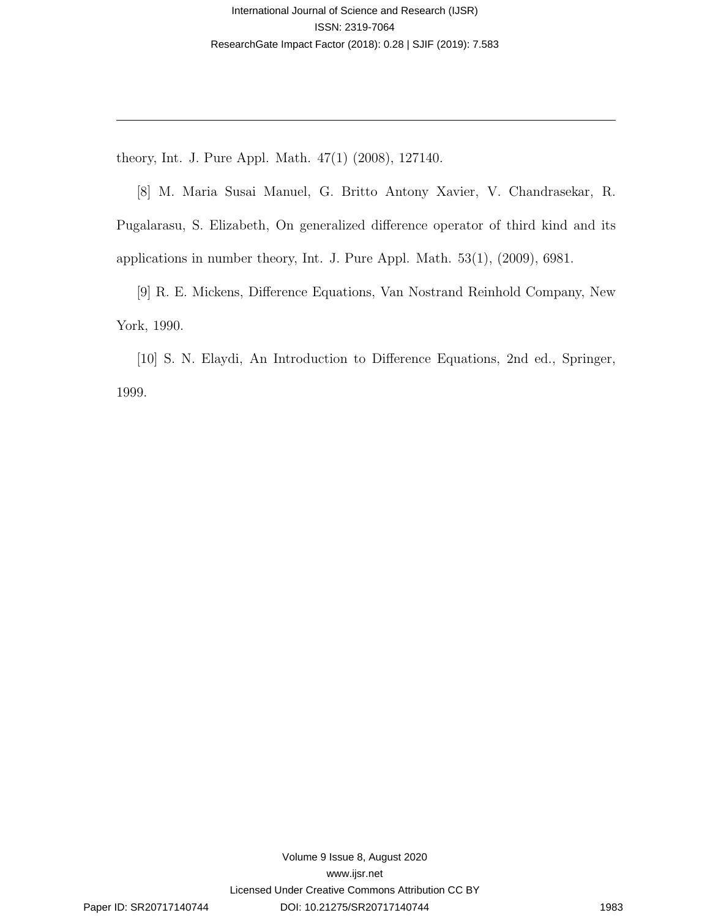theory, Int. J. Pure Appl. Math. 47(1) (2008), 127140.

[8] M. Maria Susai Manuel, G. Britto Antony Xavier, V. Chandrasekar, R. Pugalarasu, S. Elizabeth, On generalized difference operator of third kind and its applications in number theory, Int. J. Pure Appl. Math. 53(1), (2009), 6981.

[9] R. E. Mickens, Difference Equations, Van Nostrand Reinhold Company, New York, 1990.

[10] S. N. Elaydi, An Introduction to Difference Equations, 2nd ed., Springer, 1999.